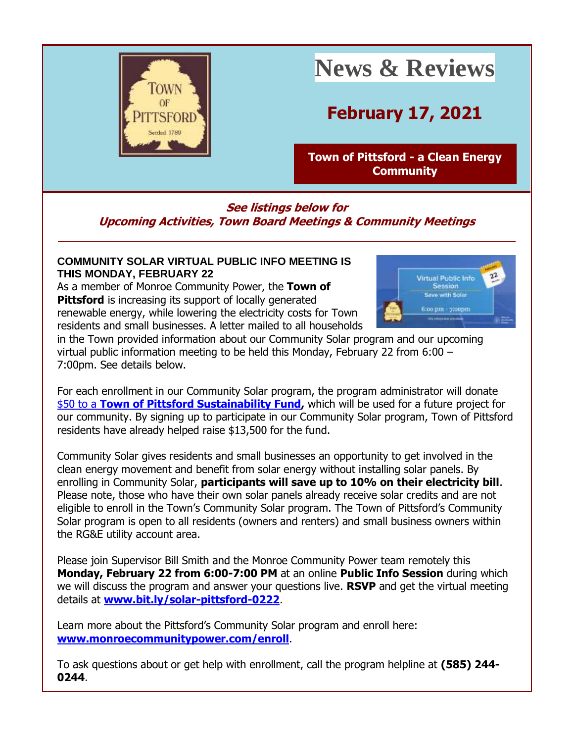# News & Reviews

## February 17, 2021

**Town of Pittsford - a Clean Energy Community**

***See listings below for Upcoming Activities, Town Board Meetings & Community Meetings***

---

**COMMUNITY SOLAR VIRTUAL PUBLIC INFO MEETING IS THIS MONDAY, FEBRUARY 22**

As a member of Monroe Community Power, the **Town of Pittsford** is increasing its support of locally generated renewable energy, while lowering the electricity costs for Town residents and small businesses. A letter mailed to all households in the Town provided information about our Community Solar program and our upcoming virtual public information meeting to be held this Monday, February 22 from 6:00 – 7:00pm. See details below.

For each enrollment in our Community Solar program, the program administrator will donate $50 to a **Town of Pittsford Sustainability Fund**, which will be used for a future project for our community. By signing up to participate in our Community Solar program, Town of Pittsford residents have already helped raise $13,500 for the fund.

Community Solar gives residents and small businesses an opportunity to get involved in the clean energy movement and benefit from solar energy without installing solar panels. By enrolling in Community Solar, **participants will save up to 10% on their electricity bill**. Please note, those who have their own solar panels already receive solar credits and are not eligible to enroll in the Town's Community Solar program. The Town of Pittsford's Community Solar program is open to all residents (owners and renters) and small business owners within the RG&E utility account area.

Please join Supervisor Bill Smith and the Monroe Community Power team remotely this **Monday, February 22 from 6:00-7:00 PM** at an online **Public Info Session** during which we will discuss the program and answer your questions live. **RSVP** and get the virtual meeting details at **www.bit.ly/solar-pittsford-0222**.

Learn more about the Pittsford's Community Solar program and enroll here: **www.monroecommunitypower.com/enroll**.

To ask questions about or get help with enrollment, call the program helpline at **(585) 244-0244**.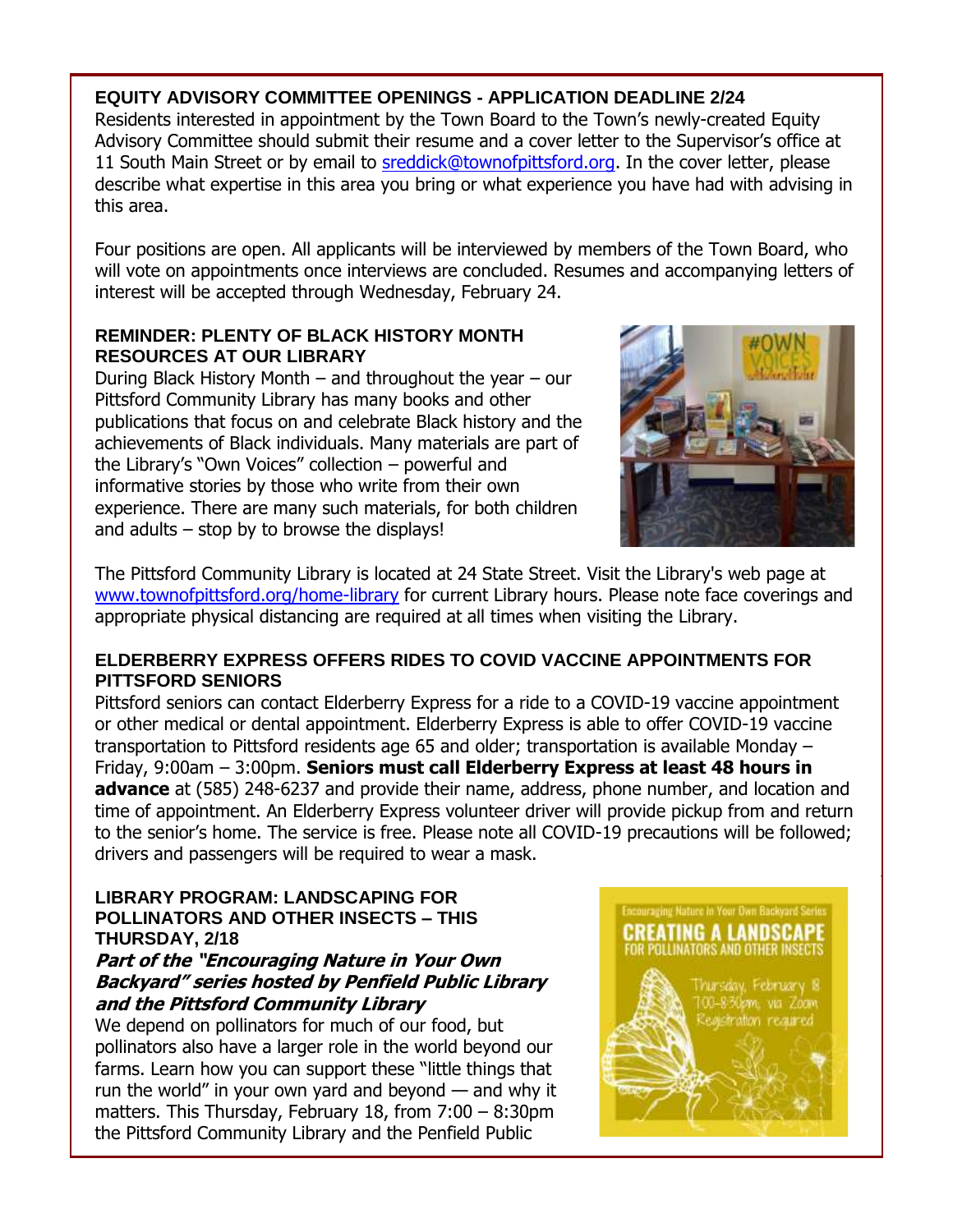**EQUITY ADVISORY COMMITTEE OPENINGS - APPLICATION DEADLINE 2/24**

Residents interested in appointment by the Town Board to the Town's newly-created Equity Advisory Committee should submit their resume and a cover letter to the Supervisor's office at 11 South Main Street or by email to sreddick@townofpittsford.org. In the cover letter, please describe what expertise in this area you bring or what experience you have had with advising in this area.

Four positions are open. All applicants will be interviewed by members of the Town Board, who will vote on appointments once interviews are concluded. Resumes and accompanying letters of interest will be accepted through Wednesday, February 24.

**REMINDER: PLENTY OF BLACK HISTORY MONTH RESOURCES AT OUR LIBRARY**

During Black History Month – and throughout the year – our Pittsford Community Library has many books and other publications that focus on and celebrate Black history and the achievements of Black individuals. Many materials are part of the Library's "Own Voices" collection – powerful and informative stories by those who write from their own experience. There are many such materials, for both children and adults – stop by to browse the displays!

The Pittsford Community Library is located at 24 State Street. Visit the Library's web page at www.townofpittsford.org/home-library for current Library hours. Please note face coverings and appropriate physical distancing are required at all times when visiting the Library.

**ELDERBERRY EXPRESS OFFERS RIDES TO COVID VACCINE APPOINTMENTS FOR PITTSFORD SENIORS**

Pittsford seniors can contact Elderberry Express for a ride to a COVID-19 vaccine appointment or other medical or dental appointment. Elderberry Express is able to offer COVID-19 vaccine transportation to Pittsford residents age 65 and older; transportation is available Monday – Friday, 9:00am – 3:00pm. **Seniors must call Elderberry Express at least 48 hours in advance** at (585) 248-6237 and provide their name, address, phone number, and location and time of appointment. An Elderberry Express volunteer driver will provide pickup from and return to the senior's home. The service is free. Please note all COVID-19 precautions will be followed; drivers and passengers will be required to wear a mask.

**LIBRARY PROGRAM: LANDSCAPING FOR POLLINATORS AND OTHER INSECTS – THIS THURSDAY, 2/18**

***Part of the "Encouraging Nature in Your Own Backyard" series hosted by Penfield Public Library and the Pittsford Community Library***

We depend on pollinators for much of our food, but pollinators also have a larger role in the world beyond our farms. Learn how you can support these "little things that run the world" in your own yard and beyond — and why it matters. This Thursday, February 18, from 7:00 – 8:30pm the Pittsford Community Library and the Penfield Public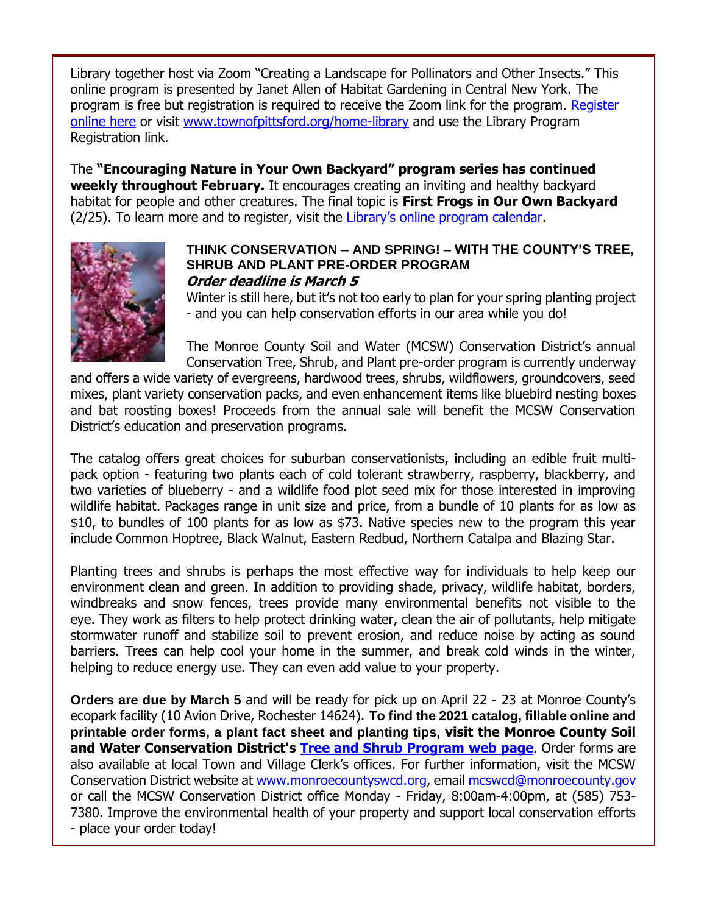Library together host via Zoom "Creating a Landscape for Pollinators and Other Insects." This online program is presented by Janet Allen of Habitat Gardening in Central New York. The program is free but registration is required to receive the Zoom link for the program. Register online here or visit www.townofpittsford.org/home-library and use the Library Program Registration link.

The **"Encouraging Nature in Your Own Backyard" program series has continued weekly throughout February.** It encourages creating an inviting and healthy backyard habitat for people and other creatures. The final topic is **First Frogs in Our Own Backyard** (2/25). To learn more and to register, visit the Library's online program calendar.

### THINK CONSERVATION – AND SPRING! – WITH THE COUNTY'S TREE, SHRUB AND PLANT PRE-ORDER PROGRAM

***Order deadline is March 5***

Winter is still here, but it's not too early to plan for your spring planting project - and you can help conservation efforts in our area while you do!

The Monroe County Soil and Water (MCSW) Conservation District's annual Conservation Tree, Shrub, and Plant pre-order program is currently underway and offers a wide variety of evergreens, hardwood trees, shrubs, wildflowers, groundcovers, seed mixes, plant variety conservation packs, and even enhancement items like bluebird nesting boxes and bat roosting boxes! Proceeds from the annual sale will benefit the MCSW Conservation District's education and preservation programs.

The catalog offers great choices for suburban conservationists, including an edible fruit multi-pack option - featuring two plants each of cold tolerant strawberry, raspberry, blackberry, and two varieties of blueberry - and a wildlife food plot seed mix for those interested in improving wildlife habitat. Packages range in unit size and price, from a bundle of 10 plants for as low as $10, to bundles of 100 plants for as low as $73. Native species new to the program this year include Common Hoptree, Black Walnut, Eastern Redbud, Northern Catalpa and Blazing Star.

Planting trees and shrubs is perhaps the most effective way for individuals to help keep our environment clean and green. In addition to providing shade, privacy, wildlife habitat, borders, windbreaks and snow fences, trees provide many environmental benefits not visible to the eye. They work as filters to help protect drinking water, clean the air of pollutants, help mitigate stormwater runoff and stabilize soil to prevent erosion, and reduce noise by acting as sound barriers. Trees can help cool your home in the summer, and break cold winds in the winter, helping to reduce energy use. They can even add value to your property.

**Orders are due by March 5** and will be ready for pick up on April 22 - 23 at Monroe County's ecopark facility (10 Avion Drive, Rochester 14624). **To find the 2021 catalog, fillable online and printable order forms, a plant fact sheet and planting tips, visit the Monroe County Soil and Water Conservation District's Tree and Shrub Program web page.** Order forms are also available at local Town and Village Clerk's offices. For further information, visit the MCSW Conservation District website at www.monroecountyswcd.org, email mcswcd@monroecounty.gov or call the MCSW Conservation District office Monday - Friday, 8:00am-4:00pm, at (585) 753-7380. Improve the environmental health of your property and support local conservation efforts - place your order today!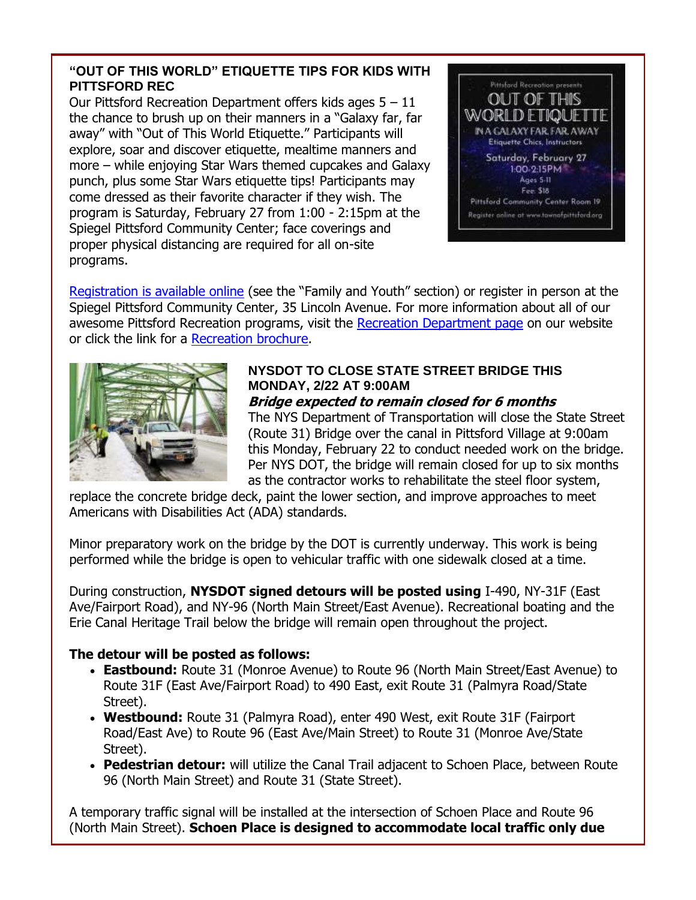### "OUT OF THIS WORLD" ETIQUETTE TIPS FOR KIDS WITH PITTSFORD REC

Our Pittsford Recreation Department offers kids ages 5 – 11 the chance to brush up on their manners in a "Galaxy far, far away" with "Out of This World Etiquette." Participants will explore, soar and discover etiquette, mealtime manners and more – while enjoying Star Wars themed cupcakes and Galaxy punch, plus some Star Wars etiquette tips! Participants may come dressed as their favorite character if they wish. The program is Saturday, February 27 from 1:00 - 2:15pm at the Spiegel Pittsford Community Center; face coverings and proper physical distancing are required for all on-site programs.

Pittsford Recreation presents
OUT OF THIS WORLD ETIQUETTE
IN A GALAXY FAR, FAR, AWAY
Etiquette Chics, Instructors
Saturday, February 27
1:00-2:15PM
Ages 5-11
Fee: $18
Pittsford Community Center Room 19
Register online at www.townofpittsford.org

Registration is available online (see the "Family and Youth" section) or register in person at the Spiegel Pittsford Community Center, 35 Lincoln Avenue. For more information about all of our awesome Pittsford Recreation programs, visit the Recreation Department page on our website or click the link for a Recreation brochure.

### NYSDOT TO CLOSE STATE STREET BRIDGE THIS MONDAY, 2/22 AT 9:00AM

***Bridge expected to remain closed for 6 months***

The NYS Department of Transportation will close the State Street (Route 31) Bridge over the canal in Pittsford Village at 9:00am this Monday, February 22 to conduct needed work on the bridge. Per NYS DOT, the bridge will remain closed for up to six months as the contractor works to rehabilitate the steel floor system, replace the concrete bridge deck, paint the lower section, and improve approaches to meet Americans with Disabilities Act (ADA) standards.

Minor preparatory work on the bridge by the DOT is currently underway. This work is being performed while the bridge is open to vehicular traffic with one sidewalk closed at a time.

During construction, **NYSDOT signed detours will be posted using** I-490, NY-31F (East Ave/Fairport Road), and NY-96 (North Main Street/East Avenue). Recreational boating and the Erie Canal Heritage Trail below the bridge will remain open throughout the project.

**The detour will be posted as follows:**

- **Eastbound:** Route 31 (Monroe Avenue) to Route 96 (North Main Street/East Avenue) to Route 31F (East Ave/Fairport Road) to 490 East, exit Route 31 (Palmyra Road/State Street).
- **Westbound:** Route 31 (Palmyra Road), enter 490 West, exit Route 31F (Fairport Road/East Ave) to Route 96 (East Ave/Main Street) to Route 31 (Monroe Ave/State Street).
- **Pedestrian detour:** will utilize the Canal Trail adjacent to Schoen Place, between Route 96 (North Main Street) and Route 31 (State Street).

A temporary traffic signal will be installed at the intersection of Schoen Place and Route 96 (North Main Street). **Schoen Place is designed to accommodate local traffic only due**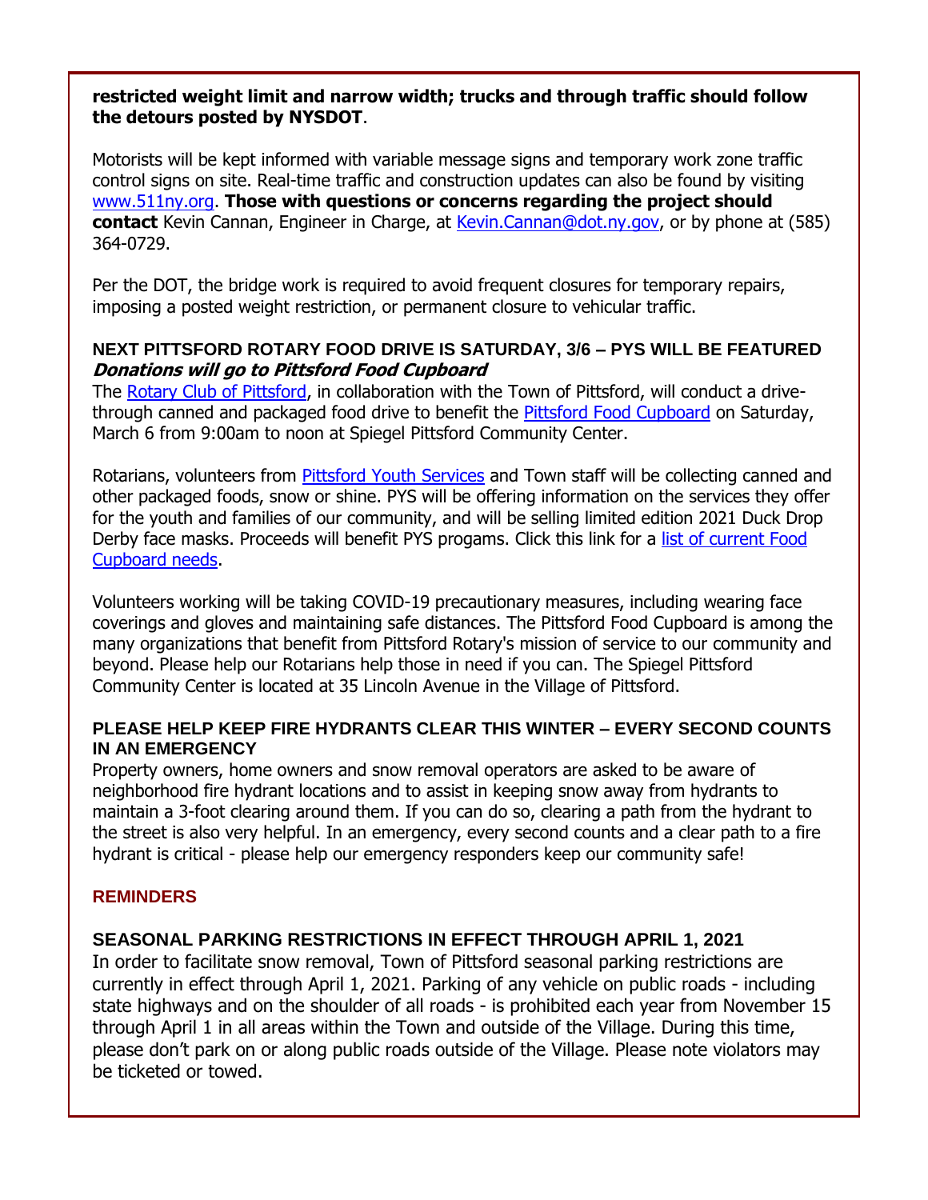**restricted weight limit and narrow width; trucks and through traffic should follow the detours posted by NYSDOT**.

Motorists will be kept informed with variable message signs and temporary work zone traffic control signs on site. Real-time traffic and construction updates can also be found by visiting www.511ny.org. **Those with questions or concerns regarding the project should contact** Kevin Cannan, Engineer in Charge, at Kevin.Cannan@dot.ny.gov, or by phone at (585) 364-0729.

Per the DOT, the bridge work is required to avoid frequent closures for temporary repairs, imposing a posted weight restriction, or permanent closure to vehicular traffic.

### NEXT PITTSFORD ROTARY FOOD DRIVE IS SATURDAY, 3/6 – PYS WILL BE FEATURED

***Donations will go to Pittsford Food Cupboard***

The Rotary Club of Pittsford, in collaboration with the Town of Pittsford, will conduct a drive-through canned and packaged food drive to benefit the Pittsford Food Cupboard on Saturday, March 6 from 9:00am to noon at Spiegel Pittsford Community Center.

Rotarians, volunteers from Pittsford Youth Services and Town staff will be collecting canned and other packaged foods, snow or shine. PYS will be offering information on the services they offer for the youth and families of our community, and will be selling limited edition 2021 Duck Drop Derby face masks. Proceeds will benefit PYS progams. Click this link for a list of current Food Cupboard needs.

Volunteers working will be taking COVID-19 precautionary measures, including wearing face coverings and gloves and maintaining safe distances. The Pittsford Food Cupboard is among the many organizations that benefit from Pittsford Rotary's mission of service to our community and beyond. Please help our Rotarians help those in need if you can. The Spiegel Pittsford Community Center is located at 35 Lincoln Avenue in the Village of Pittsford.

### PLEASE HELP KEEP FIRE HYDRANTS CLEAR THIS WINTER – EVERY SECOND COUNTS IN AN EMERGENCY

Property owners, home owners and snow removal operators are asked to be aware of neighborhood fire hydrant locations and to assist in keeping snow away from hydrants to maintain a 3-foot clearing around them. If you can do so, clearing a path from the hydrant to the street is also very helpful. In an emergency, every second counts and a clear path to a fire hydrant is critical - please help our emergency responders keep our community safe!

## REMINDERS

### SEASONAL PARKING RESTRICTIONS IN EFFECT THROUGH APRIL 1, 2021

In order to facilitate snow removal, Town of Pittsford seasonal parking restrictions are currently in effect through April 1, 2021. Parking of any vehicle on public roads - including state highways and on the shoulder of all roads - is prohibited each year from November 15 through April 1 in all areas within the Town and outside of the Village. During this time, please don't park on or along public roads outside of the Village. Please note violators may be ticketed or towed.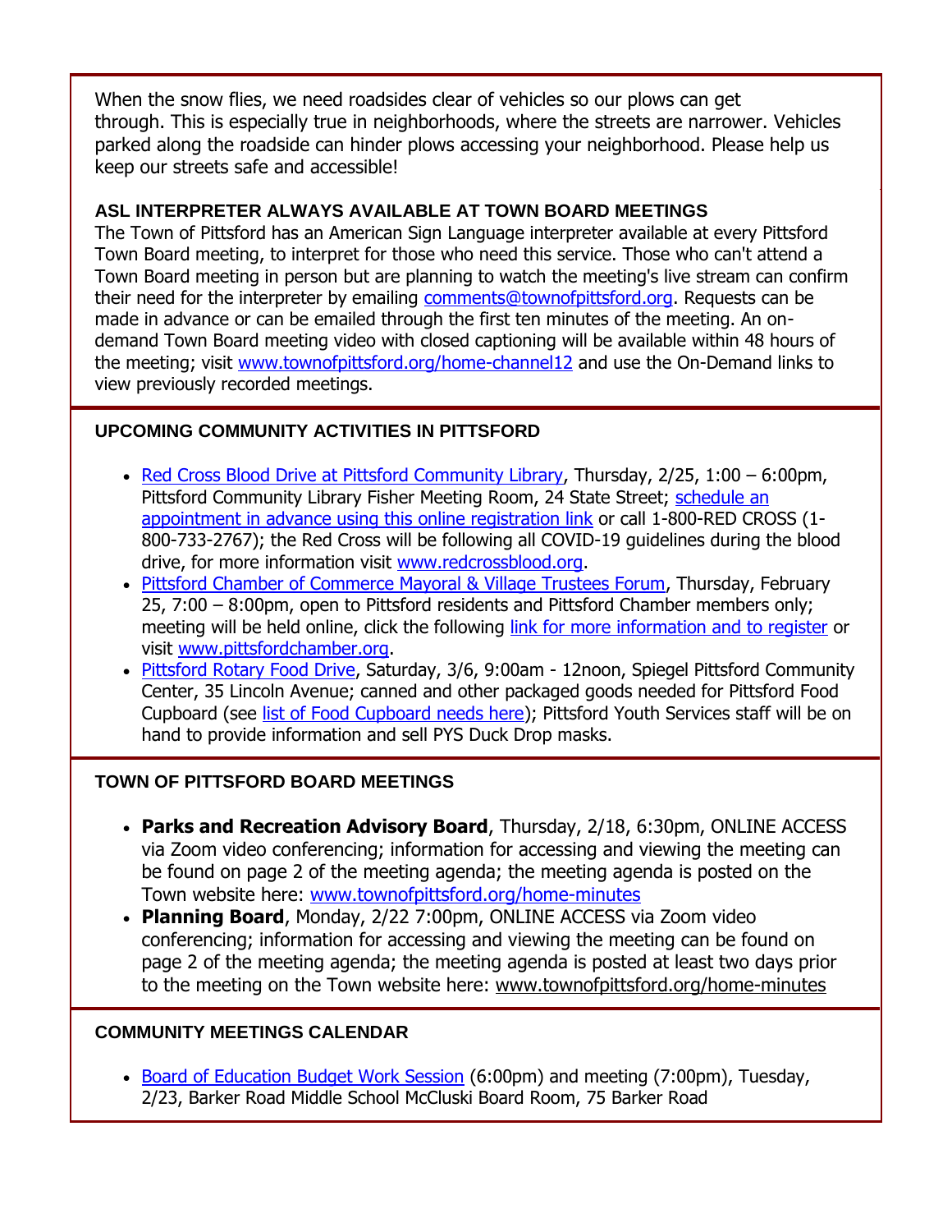When the snow flies, we need roadsides clear of vehicles so our plows can get through. This is especially true in neighborhoods, where the streets are narrower. Vehicles parked along the roadside can hinder plows accessing your neighborhood. Please help us keep our streets safe and accessible!

### ASL INTERPRETER ALWAYS AVAILABLE AT TOWN BOARD MEETINGS

The Town of Pittsford has an American Sign Language interpreter available at every Pittsford Town Board meeting, to interpret for those who need this service. Those who can't attend a Town Board meeting in person but are planning to watch the meeting's live stream can confirm their need for the interpreter by emailing comments@townofpittsford.org. Requests can be made in advance or can be emailed through the first ten minutes of the meeting. An on-demand Town Board meeting video with closed captioning will be available within 48 hours of the meeting; visit www.townofpittsford.org/home-channel12 and use the On-Demand links to view previously recorded meetings.

### UPCOMING COMMUNITY ACTIVITIES IN PITTSFORD

- Red Cross Blood Drive at Pittsford Community Library, Thursday, 2/25, 1:00 – 6:00pm, Pittsford Community Library Fisher Meeting Room, 24 State Street; schedule an appointment in advance using this online registration link or call 1-800-RED CROSS (1-800-733-2767); the Red Cross will be following all COVID-19 guidelines during the blood drive, for more information visit www.redcrossblood.org.
- Pittsford Chamber of Commerce Mayoral & Village Trustees Forum, Thursday, February 25, 7:00 – 8:00pm, open to Pittsford residents and Pittsford Chamber members only; meeting will be held online, click the following link for more information and to register or visit www.pittsfordchamber.org.
- Pittsford Rotary Food Drive, Saturday, 3/6, 9:00am - 12noon, Spiegel Pittsford Community Center, 35 Lincoln Avenue; canned and other packaged goods needed for Pittsford Food Cupboard (see list of Food Cupboard needs here); Pittsford Youth Services staff will be on hand to provide information and sell PYS Duck Drop masks.

### TOWN OF PITTSFORD BOARD MEETINGS

- **Parks and Recreation Advisory Board**, Thursday, 2/18, 6:30pm, ONLINE ACCESS via Zoom video conferencing; information for accessing and viewing the meeting can be found on page 2 of the meeting agenda; the meeting agenda is posted on the Town website here: www.townofpittsford.org/home-minutes
- **Planning Board**, Monday, 2/22 7:00pm, ONLINE ACCESS via Zoom video conferencing; information for accessing and viewing the meeting can be found on page 2 of the meeting agenda; the meeting agenda is posted at least two days prior to the meeting on the Town website here: www.townofpittsford.org/home-minutes

### COMMUNITY MEETINGS CALENDAR

- Board of Education Budget Work Session (6:00pm) and meeting (7:00pm), Tuesday, 2/23, Barker Road Middle School McCluski Board Room, 75 Barker Road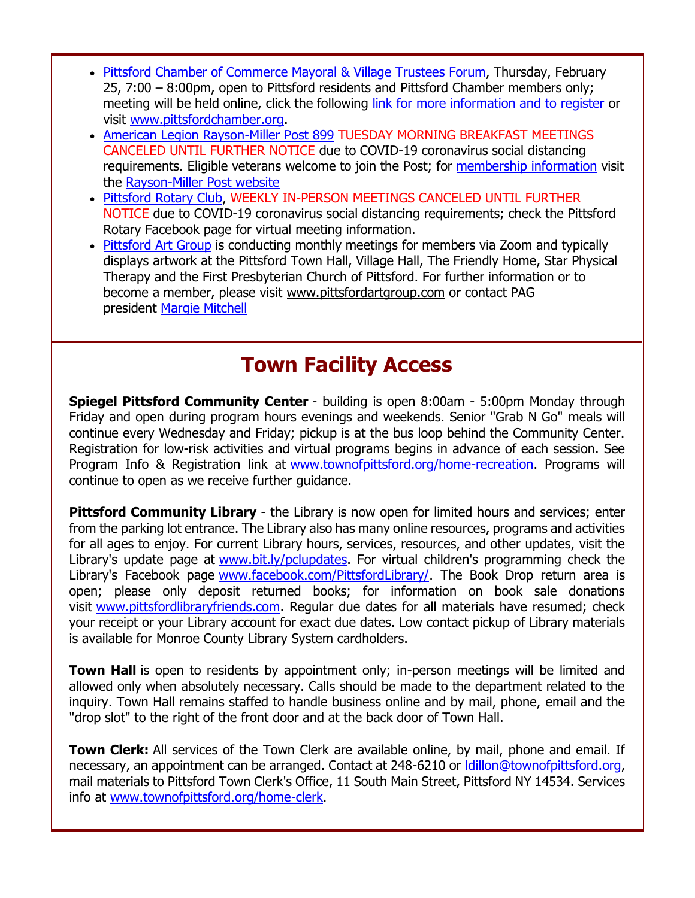- Pittsford Chamber of Commerce Mayoral & Village Trustees Forum, Thursday, February 25, 7:00 – 8:00pm, open to Pittsford residents and Pittsford Chamber members only; meeting will be held online, click the following link for more information and to register or visit www.pittsfordchamber.org.
- American Legion Rayson-Miller Post 899 TUESDAY MORNING BREAKFAST MEETINGS CANCELED UNTIL FURTHER NOTICE due to COVID-19 coronavirus social distancing requirements. Eligible veterans welcome to join the Post; for membership information visit the Rayson-Miller Post website
- Pittsford Rotary Club, WEEKLY IN-PERSON MEETINGS CANCELED UNTIL FURTHER NOTICE due to COVID-19 coronavirus social distancing requirements; check the Pittsford Rotary Facebook page for virtual meeting information.
- Pittsford Art Group is conducting monthly meetings for members via Zoom and typically displays artwork at the Pittsford Town Hall, Village Hall, The Friendly Home, Star Physical Therapy and the First Presbyterian Church of Pittsford. For further information or to become a member, please visit www.pittsfordartgroup.com or contact PAG president Margie Mitchell

## Town Facility Access

**Spiegel Pittsford Community Center** - building is open 8:00am - 5:00pm Monday through Friday and open during program hours evenings and weekends. Senior "Grab N Go" meals will continue every Wednesday and Friday; pickup is at the bus loop behind the Community Center. Registration for low-risk activities and virtual programs begins in advance of each session. See Program Info & Registration link at www.townofpittsford.org/home-recreation. Programs will continue to open as we receive further guidance.

**Pittsford Community Library** - the Library is now open for limited hours and services; enter from the parking lot entrance. The Library also has many online resources, programs and activities for all ages to enjoy. For current Library hours, services, resources, and other updates, visit the Library's update page at www.bit.ly/pclupdates. For virtual children's programming check the Library's Facebook page www.facebook.com/PittsfordLibrary/. The Book Drop return area is open; please only deposit returned books; for information on book sale donations visit www.pittsfordlibraryfriends.com. Regular due dates for all materials have resumed; check your receipt or your Library account for exact due dates. Low contact pickup of Library materials is available for Monroe County Library System cardholders.

**Town Hall** is open to residents by appointment only; in-person meetings will be limited and allowed only when absolutely necessary. Calls should be made to the department related to the inquiry. Town Hall remains staffed to handle business online and by mail, phone, email and the "drop slot" to the right of the front door and at the back door of Town Hall.

**Town Clerk:** All services of the Town Clerk are available online, by mail, phone and email. If necessary, an appointment can be arranged. Contact at 248-6210 or ldillon@townofpittsford.org, mail materials to Pittsford Town Clerk's Office, 11 South Main Street, Pittsford NY 14534. Services info at www.townofpittsford.org/home-clerk.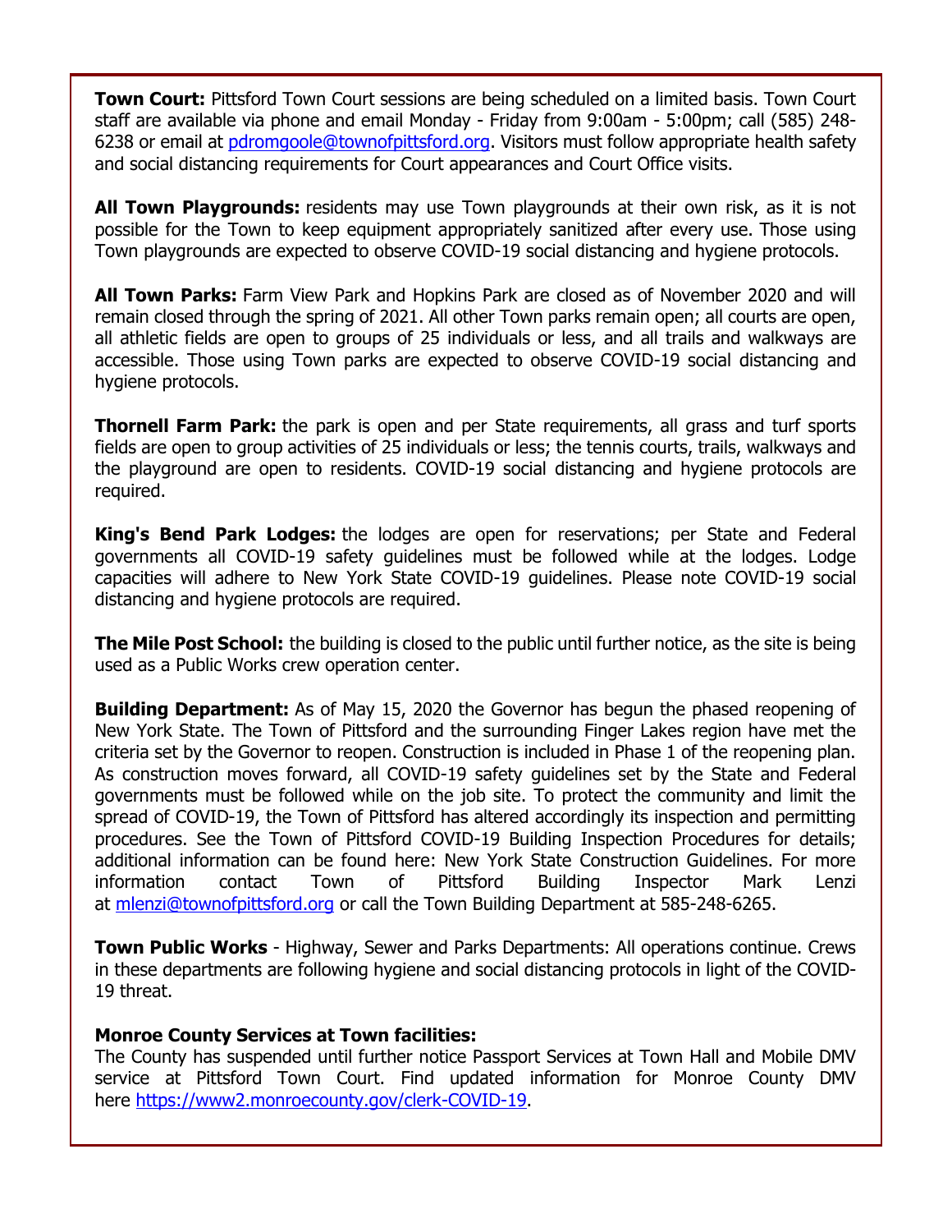**Town Court:** Pittsford Town Court sessions are being scheduled on a limited basis. Town Court staff are available via phone and email Monday - Friday from 9:00am - 5:00pm; call (585) 248-6238 or email at pdromgoole@townofpittsford.org. Visitors must follow appropriate health safety and social distancing requirements for Court appearances and Court Office visits.

**All Town Playgrounds:** residents may use Town playgrounds at their own risk, as it is not possible for the Town to keep equipment appropriately sanitized after every use. Those using Town playgrounds are expected to observe COVID-19 social distancing and hygiene protocols.

**All Town Parks:** Farm View Park and Hopkins Park are closed as of November 2020 and will remain closed through the spring of 2021. All other Town parks remain open; all courts are open, all athletic fields are open to groups of 25 individuals or less, and all trails and walkways are accessible. Those using Town parks are expected to observe COVID-19 social distancing and hygiene protocols.

**Thornell Farm Park:** the park is open and per State requirements, all grass and turf sports fields are open to group activities of 25 individuals or less; the tennis courts, trails, walkways and the playground are open to residents. COVID-19 social distancing and hygiene protocols are required.

**King's Bend Park Lodges:** the lodges are open for reservations; per State and Federal governments all COVID-19 safety guidelines must be followed while at the lodges. Lodge capacities will adhere to New York State COVID-19 guidelines. Please note COVID-19 social distancing and hygiene protocols are required.

**The Mile Post School:** the building is closed to the public until further notice, as the site is being used as a Public Works crew operation center.

**Building Department:** As of May 15, 2020 the Governor has begun the phased reopening of New York State. The Town of Pittsford and the surrounding Finger Lakes region have met the criteria set by the Governor to reopen. Construction is included in Phase 1 of the reopening plan. As construction moves forward, all COVID-19 safety guidelines set by the State and Federal governments must be followed while on the job site. To protect the community and limit the spread of COVID-19, the Town of Pittsford has altered accordingly its inspection and permitting procedures. See the Town of Pittsford COVID-19 Building Inspection Procedures for details; additional information can be found here: New York State Construction Guidelines. For more information contact Town of Pittsford Building Inspector Mark Lenzi at mlenzi@townofpittsford.org or call the Town Building Department at 585-248-6265.

**Town Public Works** - Highway, Sewer and Parks Departments: All operations continue. Crews in these departments are following hygiene and social distancing protocols in light of the COVID-19 threat.

**Monroe County Services at Town facilities:**
The County has suspended until further notice Passport Services at Town Hall and Mobile DMV service at Pittsford Town Court. Find updated information for Monroe County DMV here https://www2.monroecounty.gov/clerk-COVID-19.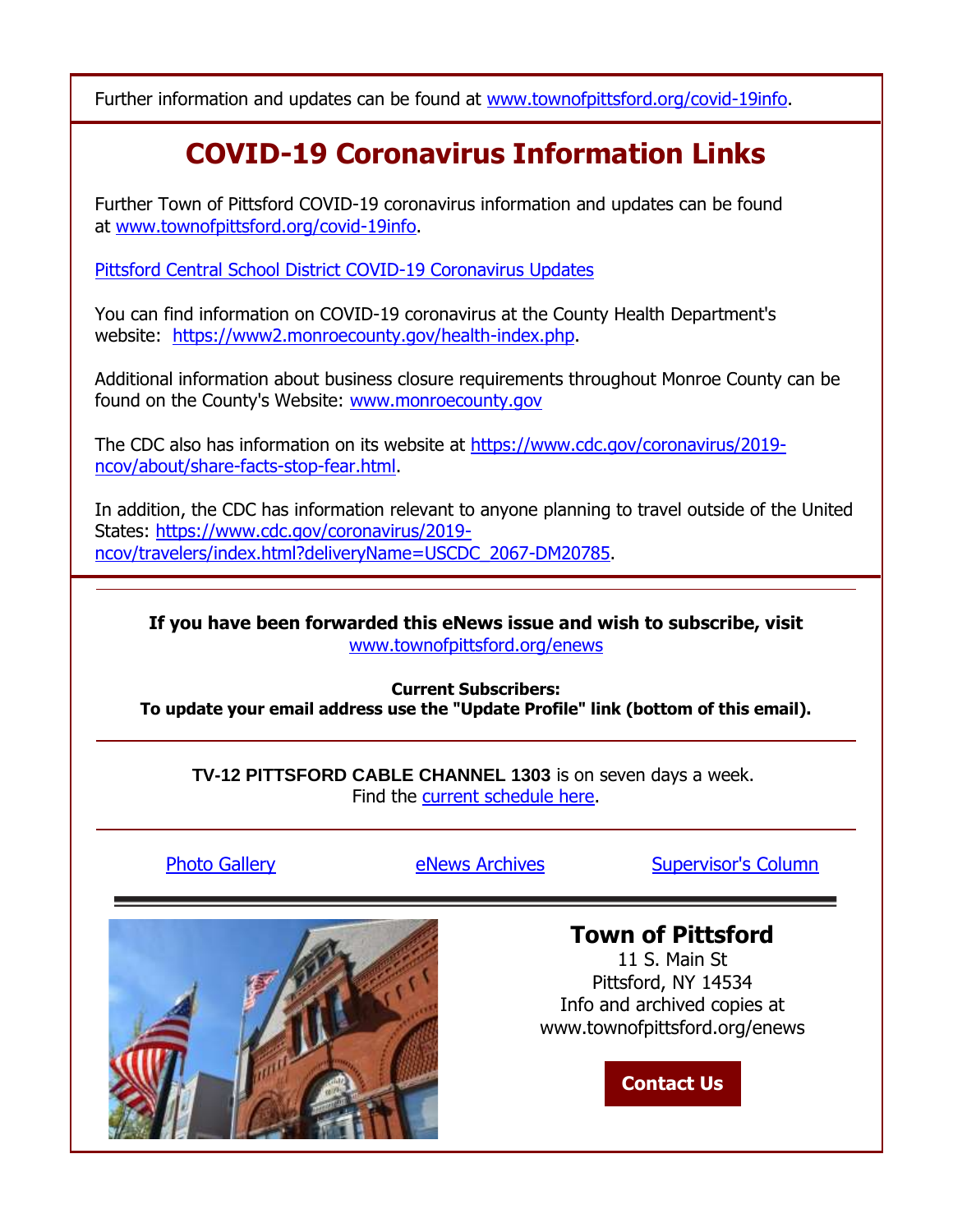Further information and updates can be found at www.townofpittsford.org/covid-19info.

## COVID-19 Coronavirus Information Links

Further Town of Pittsford COVID-19 coronavirus information and updates can be found at www.townofpittsford.org/covid-19info.

Pittsford Central School District COVID-19 Coronavirus Updates

You can find information on COVID-19 coronavirus at the County Health Department's website: https://www2.monroecounty.gov/health-index.php.

Additional information about business closure requirements throughout Monroe County can be found on the County's Website: www.monroecounty.gov

The CDC also has information on its website at https://www.cdc.gov/coronavirus/2019-ncov/about/share-facts-stop-fear.html.

In addition, the CDC has information relevant to anyone planning to travel outside of the United States: https://www.cdc.gov/coronavirus/2019-ncov/travelers/index.html?deliveryName=USCDC_2067-DM20785.

---

**If you have been forwarded this eNews issue and wish to subscribe, visit** www.townofpittsford.org/enews

**Current Subscribers:**
**To update your email address use the "Update Profile" link (bottom of this email).**

---

**TV-12 PITTSFORD CABLE CHANNEL 1303** is on seven days a week.
Find the current schedule here.

---

Photo Gallery | eNews Archives | Supervisor's Column

---

**Town of Pittsford**
11 S. Main St
Pittsford, NY 14534
Info and archived copies at
www.townofpittsford.org/enews

**Contact Us**